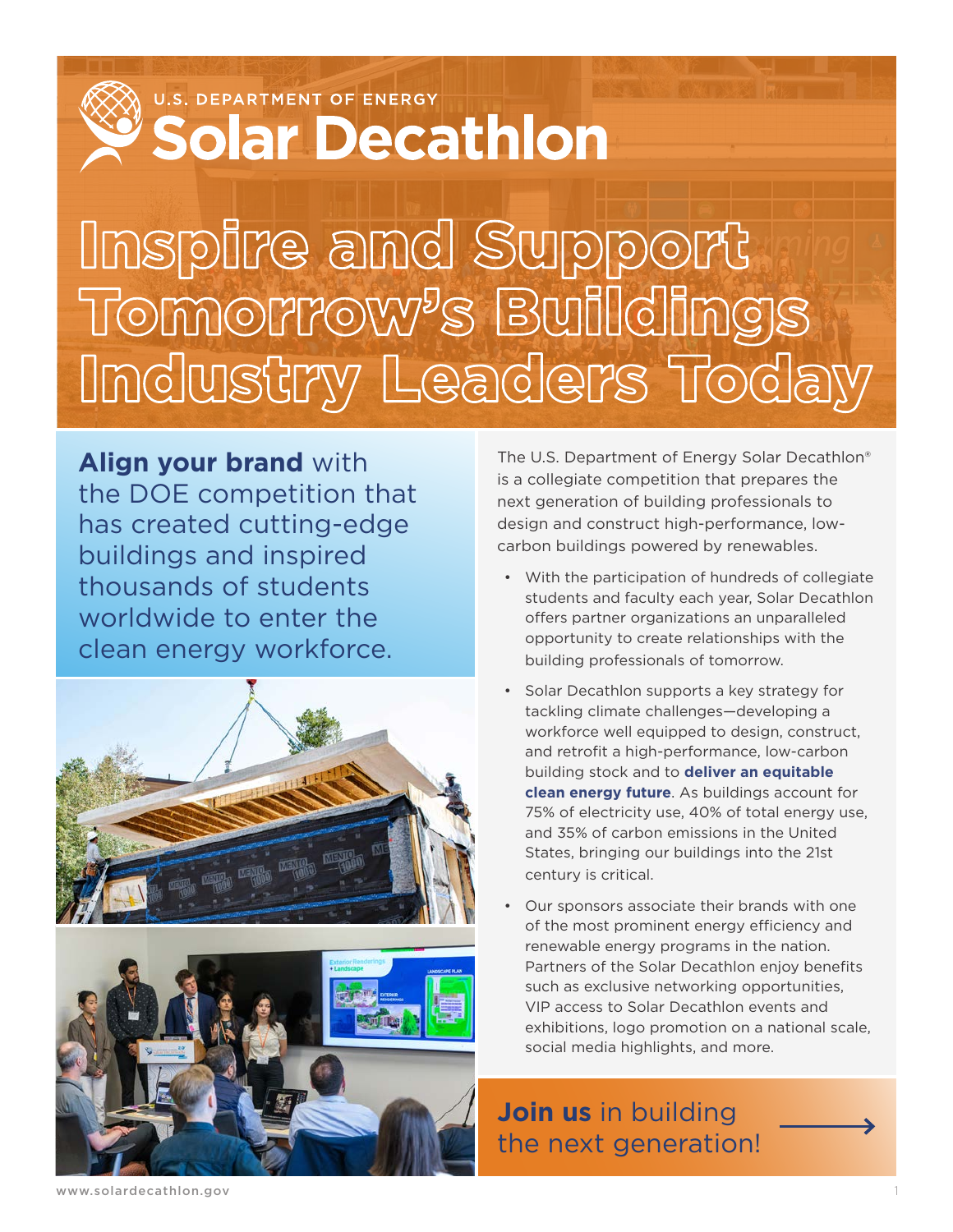U.S. DEPARTMENT OF ENERGY

# Solar Decathlon

# Inspire and Support Tomorrow's Buildings Industry Leaders Today

**Align your brand** with the DOE competition that has created cutting-edge buildings and inspired thousands of students worldwide to enter the clean energy workforce.

The U.S. Department of Energy Solar Decathlon® is a collegiate competition that prepares the next generation of building professionals to design and construct high-performance, low-carbon buildings powered by renewables.

- With the participation of hundreds of collegiate students and faculty each year, Solar Decathlon offers partner organizations an unparalleled opportunity to create relationships with the building professionals of tomorrow.
- Solar Decathlon supports a key strategy for tackling climate challenges—developing a workforce well equipped to design, construct, and retrofit a high-performance, low-carbon building stock and to **deliver an equitable clean energy future**. As buildings account for 75% of electricity use, 40% of total energy use, and 35% of carbon emissions in the United States, bringing our buildings into the 21st century is critical.
- Our sponsors associate their brands with one of the most prominent energy efficiency and renewable energy programs in the nation. Partners of the Solar Decathlon enjoy benefits such as exclusive networking opportunities, VIP access to Solar Decathlon events and exhibitions, logo promotion on a national scale, social media highlights, and more.

**Join us** in building the next generation!

www.solardecathlon.gov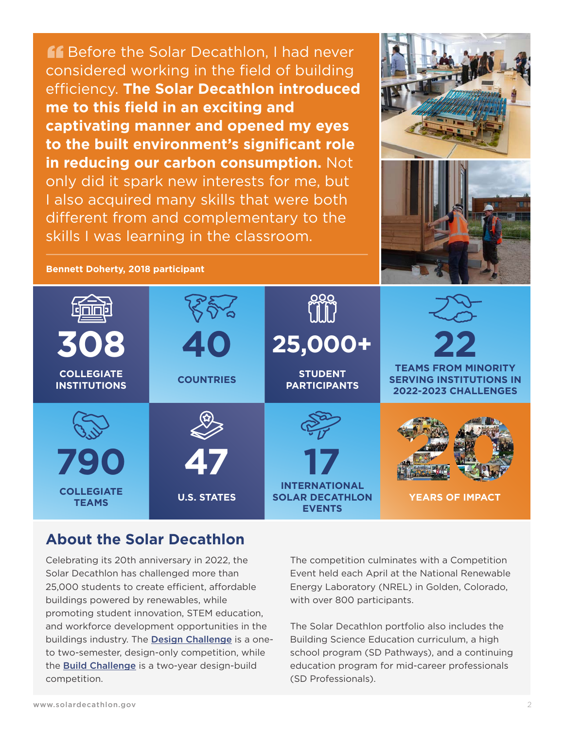> Before the Solar Decathlon, I had never considered working in the field of building efficiency. **The Solar Decathlon introduced me to this field in an exciting and captivating manner and opened my eyes to the built environment's significant role in reducing our carbon consumption.** Not only did it spark new interests for me, but I also acquired many skills that were both different from and complementary to the skills I was learning in the classroom.

**Bennett Doherty, 2018 participant**

**308** COLLEGIATE INSTITUTIONS

**40** COUNTRIES

**25,000+** STUDENT PARTICIPANTS

**22** TEAMS FROM MINORITY SERVING INSTITUTIONS IN 2022-2023 CHALLENGES

**790** COLLEGIATE TEAMS

**47** U.S. STATES

**17** INTERNATIONAL SOLAR DECATHLON EVENTS

**20** YEARS OF IMPACT

## About the Solar Decathlon

Celebrating its 20th anniversary in 2022, the Solar Decathlon has challenged more than 25,000 students to create efficient, affordable buildings powered by renewables, while promoting student innovation, STEM education, and workforce development opportunities in the buildings industry. The Design Challenge is a one- to two-semester, design-only competition, while the Build Challenge is a two-year design-build competition.

The competition culminates with a Competition Event held each April at the National Renewable Energy Laboratory (NREL) in Golden, Colorado, with over 800 participants.

The Solar Decathlon portfolio also includes the Building Science Education curriculum, a high school program (SD Pathways), and a continuing education program for mid-career professionals (SD Professionals).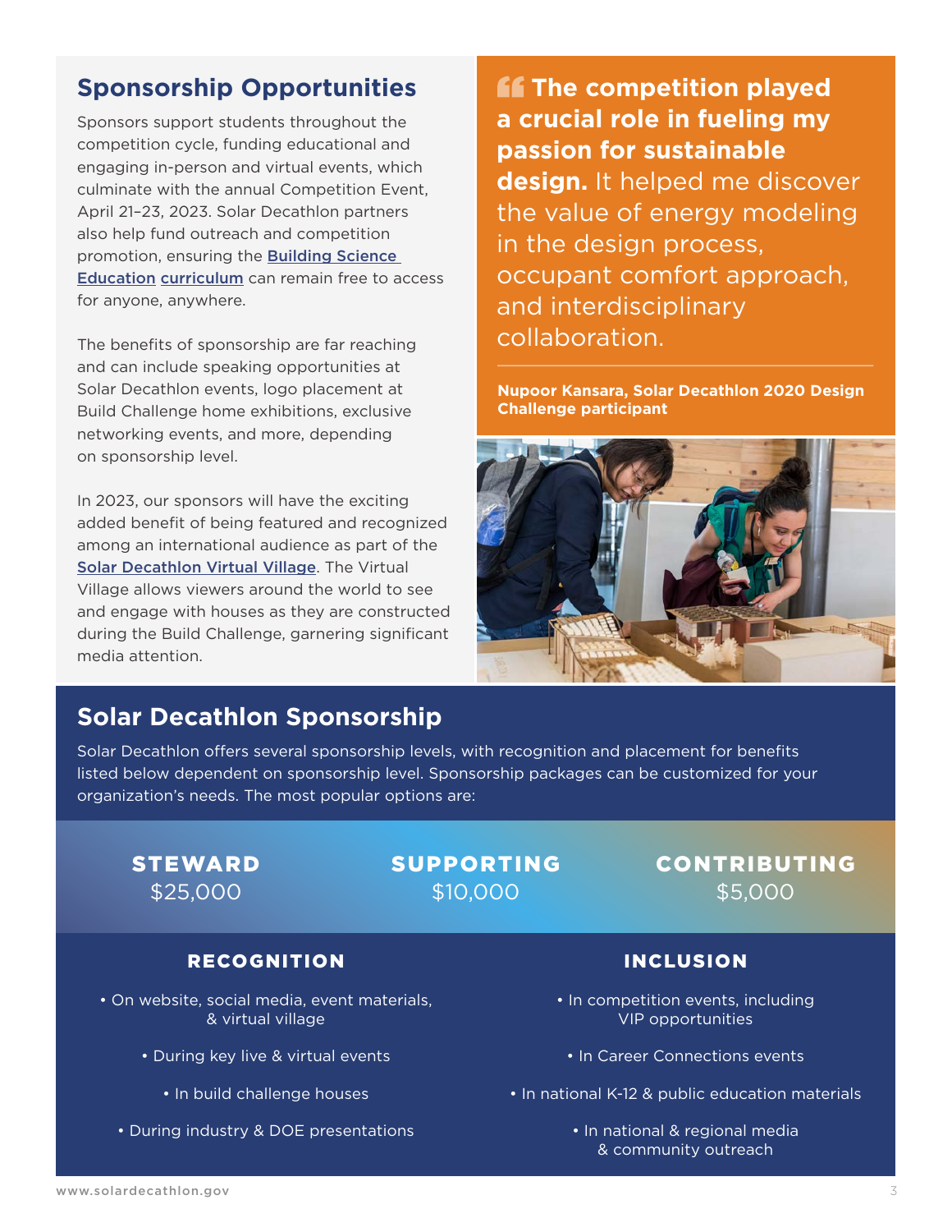## Sponsorship Opportunities

Sponsors support students throughout the competition cycle, funding educational and engaging in-person and virtual events, which culminate with the annual Competition Event, April 21–23, 2023. Solar Decathlon partners also help fund outreach and competition promotion, ensuring the [Building Science Education curriculum] can remain free to access for anyone, anywhere.

The benefits of sponsorship are far reaching and can include speaking opportunities at Solar Decathlon events, logo placement at Build Challenge home exhibitions, exclusive networking events, and more, depending on sponsorship level.

In 2023, our sponsors will have the exciting added benefit of being featured and recognized among an international audience as part of the [Solar Decathlon Virtual Village]. The Virtual Village allows viewers around the world to see and engage with houses as they are constructed during the Build Challenge, garnering significant media attention.

> **The competition played a crucial role in fueling my passion for sustainable design.** It helped me discover the value of energy modeling in the design process, occupant comfort approach, and interdisciplinary collaboration.
>
> **Nupoor Kansara, Solar Decathlon 2020 Design Challenge participant**

## Solar Decathlon Sponsorship

Solar Decathlon offers several sponsorship levels, with recognition and placement for benefits listed below dependent on sponsorship level. Sponsorship packages can be customized for your organization's needs. The most popular options are:

| STEWARD | SUPPORTING | CONTRIBUTING |
| --- | --- | --- |
| $25,000 | $10,000 | $5,000 |

### RECOGNITION

- On website, social media, event materials, & virtual village
- During key live & virtual events
- In build challenge houses
- During industry & DOE presentations

### INCLUSION

- In competition events, including VIP opportunities
- In Career Connections events
- In national K-12 & public education materials
- In national & regional media & community outreach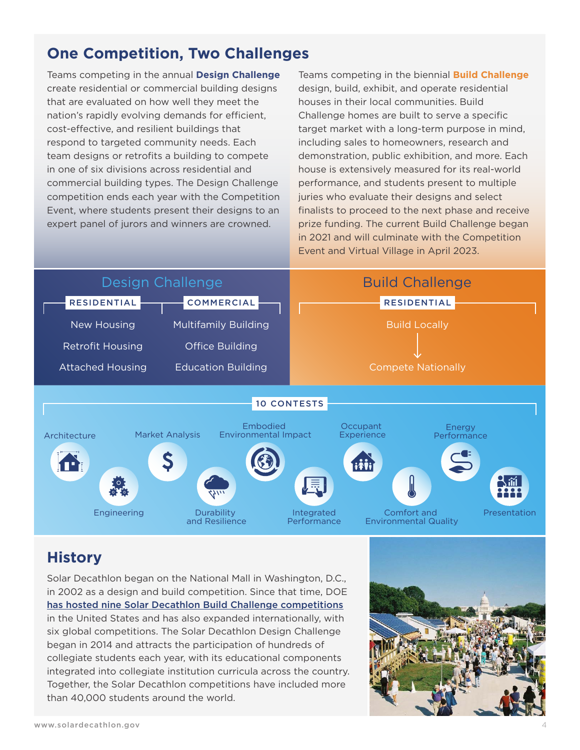## One Competition, Two Challenges

Teams competing in the annual **Design Challenge** create residential or commercial building designs that are evaluated on how well they meet the nation's rapidly evolving demands for efficient, cost-effective, and resilient buildings that respond to targeted community needs. Each team designs or retrofits a building to compete in one of six divisions across residential and commercial building types. The Design Challenge competition ends each year with the Competition Event, where students present their designs to an expert panel of jurors and winners are crowned.

Teams competing in the biennial **Build Challenge** design, build, exhibit, and operate residential houses in their local communities. Build Challenge homes are built to serve a specific target market with a long-term purpose in mind, including sales to homeowners, research and demonstration, public exhibition, and more. Each house is extensively measured for its real-world performance, and students present to multiple juries who evaluate their designs and select finalists to proceed to the next phase and receive prize funding. The current Build Challenge began in 2021 and will culminate with the Competition Event and Virtual Village in April 2023.

### Design Challenge

| RESIDENTIAL | COMMERCIAL |
|---|---|
| New Housing | Multifamily Building |
| Retrofit Housing | Office Building |
| Attached Housing | Education Building |

### Build Challenge

RESIDENTIAL

Build Locally

↓

Compete Nationally

### 10 CONTESTS

- Architecture
- Engineering
- Market Analysis
- Durability and Resilience
- Embodied Environmental Impact
- Integrated Performance
- Occupant Experience
- Comfort and Environmental Quality
- Energy Performance
- Presentation

## History

Solar Decathlon began on the National Mall in Washington, D.C., in 2002 as a design and build competition. Since that time, DOE has hosted nine Solar Decathlon Build Challenge competitions in the United States and has also expanded internationally, with six global competitions. The Solar Decathlon Design Challenge began in 2014 and attracts the participation of hundreds of collegiate students each year, with its educational components integrated into collegiate institution curricula across the country. Together, the Solar Decathlon competitions have included more than 40,000 students around the world.

www.solardecathlon.gov